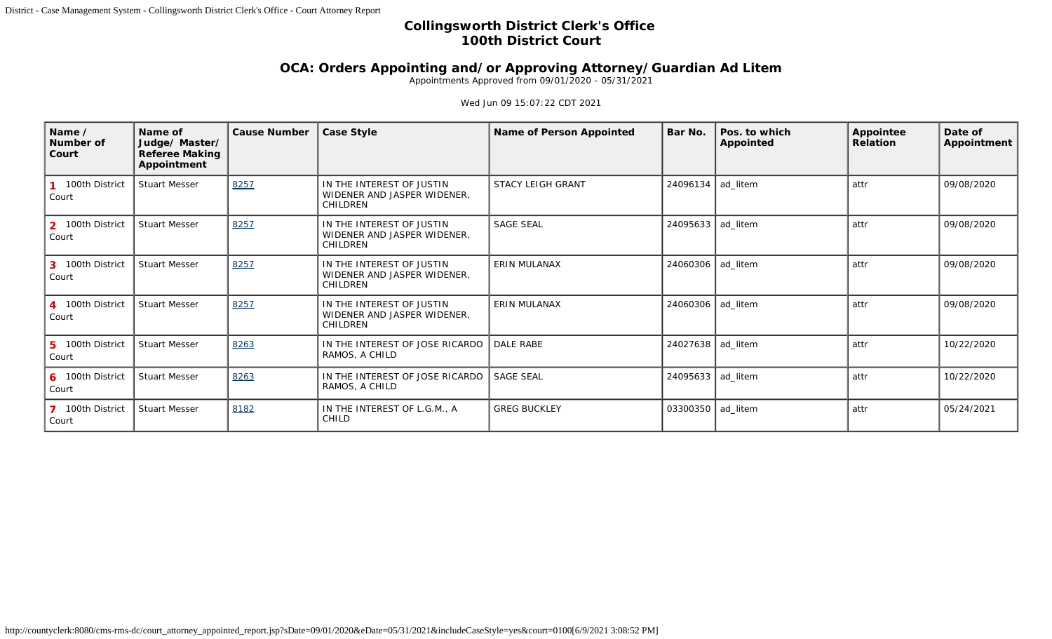# Collingsworth District Clerk's Office
## 100th District Court

### OCA: Orders Appointing and/or Approving Attorney/Guardian Ad Litem

Appointments Approved from 09/01/2020 - 05/31/2021

Wed Jun 09 15:07:22 CDT 2021

| Name / Number of Court | Name of Judge/ Master/ Referee Making Appointment | Cause Number | Case Style | Name of Person Appointed | Bar No. | Pos. to which Appointed | Appointee Relation | Date of Appointment |
|---|---|---|---|---|---|---|---|---|
| 1 100th District Court | Stuart Messer | 8257 | IN THE INTEREST OF JUSTIN WIDENER AND JASPER WIDENER, CHILDREN | STACY LEIGH GRANT | 24096134 | ad_litem | attr | 09/08/2020 |
| 2 100th District Court | Stuart Messer | 8257 | IN THE INTEREST OF JUSTIN WIDENER AND JASPER WIDENER, CHILDREN | SAGE SEAL | 24095633 | ad_litem | attr | 09/08/2020 |
| 3 100th District Court | Stuart Messer | 8257 | IN THE INTEREST OF JUSTIN WIDENER AND JASPER WIDENER, CHILDREN | ERIN MULANAX | 24060306 | ad_litem | attr | 09/08/2020 |
| 4 100th District Court | Stuart Messer | 8257 | IN THE INTEREST OF JUSTIN WIDENER AND JASPER WIDENER, CHILDREN | ERIN MULANAX | 24060306 | ad_litem | attr | 09/08/2020 |
| 5 100th District Court | Stuart Messer | 8263 | IN THE INTEREST OF JOSE RICARDO RAMOS, A CHILD | DALE RABE | 24027638 | ad_litem | attr | 10/22/2020 |
| 6 100th District Court | Stuart Messer | 8263 | IN THE INTEREST OF JOSE RICARDO RAMOS, A CHILD | SAGE SEAL | 24095633 | ad_litem | attr | 10/22/2020 |
| 7 100th District Court | Stuart Messer | 8182 | IN THE INTEREST OF L.G.M., A CHILD | GREG BUCKLEY | 03300350 | ad_litem | attr | 05/24/2021 |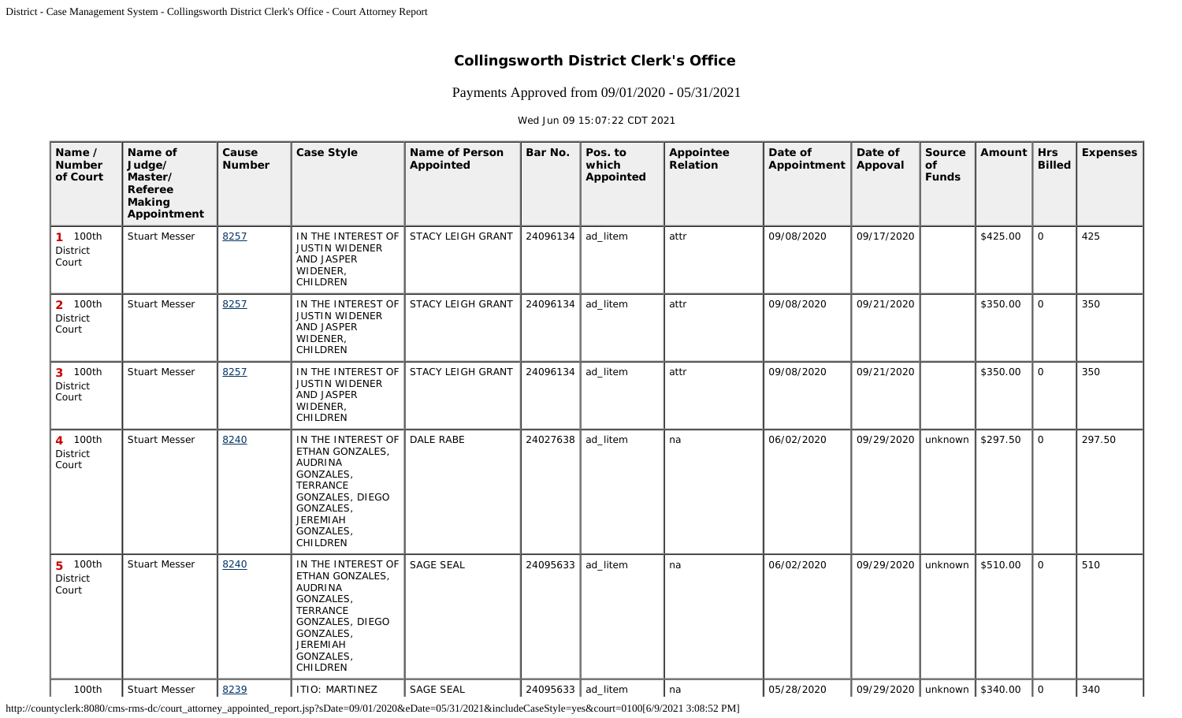# Collingsworth District Clerk's Office

Payments Approved from 09/01/2020 - 05/31/2021

Wed Jun 09 15:07:22 CDT 2021

| Name / Number of Court | Name of Judge/ Master/ Referee Making Appointment | Cause Number | Case Style | Name of Person Appointed | Bar No. | Pos. to which Appointed | Appointee Relation | Date of Appointment | Date of Appoval | Source of Funds | Amount | Hrs Billed | Expenses |
|---|---|---|---|---|---|---|---|---|---|---|---|---|---|
| 1 100th District Court | Stuart Messer | 8257 | IN THE INTEREST OF JUSTIN WIDENER AND JASPER WIDENER, CHILDREN | STACY LEIGH GRANT | 24096134 | ad_litem | attr | 09/08/2020 | 09/17/2020 | | $425.00 | 0 | 425 |
| 2 100th District Court | Stuart Messer | 8257 | IN THE INTEREST OF JUSTIN WIDENER AND JASPER WIDENER, CHILDREN | STACY LEIGH GRANT | 24096134 | ad_litem | attr | 09/08/2020 | 09/21/2020 | | $350.00 | 0 | 350 |
| 3 100th District Court | Stuart Messer | 8257 | IN THE INTEREST OF JUSTIN WIDENER AND JASPER WIDENER, CHILDREN | STACY LEIGH GRANT | 24096134 | ad_litem | attr | 09/08/2020 | 09/21/2020 | | $350.00 | 0 | 350 |
| 4 100th District Court | Stuart Messer | 8240 | IN THE INTEREST OF ETHAN GONZALES, AUDRINA GONZALES, TERRANCE GONZALES, DIEGO GONZALES, JEREMIAH GONZALES, CHILDREN | DALE RABE | 24027638 | ad_litem | na | 06/02/2020 | 09/29/2020 | unknown | $297.50 | 0 | 297.50 |
| 5 100th District Court | Stuart Messer | 8240 | IN THE INTEREST OF ETHAN GONZALES, AUDRINA GONZALES, TERRANCE GONZALES, DIEGO GONZALES, JEREMIAH GONZALES, CHILDREN | SAGE SEAL | 24095633 | ad_litem | na | 06/02/2020 | 09/29/2020 | unknown | $510.00 | 0 | 510 |
| 100th | Stuart Messer | 8239 | ITIO: MARTINEZ | SAGE SEAL | 24095633 | ad_litem | na | 05/28/2020 | 09/29/2020 | unknown | $340.00 | 0 | 340 |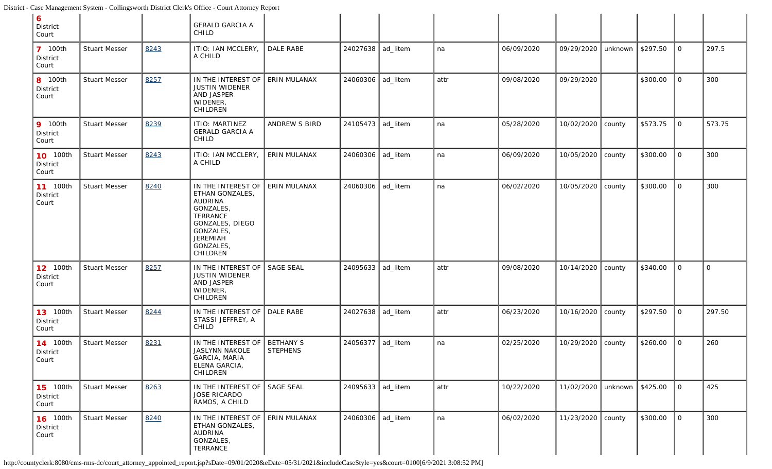| | | | | | | | | | | | | | |
|---|---|---|---|---|---|---|---|---|---|---|---|---|---|
| **6** District Court | | | GERALD GARCIA A CHILD | | | | | | | | | | |
| **7** 100th District Court | Stuart Messer | 8243 | ITIO: IAN MCCLERY, A CHILD | DALE RABE | 24027638 | ad_litem | na | 06/09/2020 | 09/29/2020 | unknown | $297.50 | 0 | 297.5 |
| **8** 100th District Court | Stuart Messer | 8257 | IN THE INTEREST OF JUSTIN WIDENER AND JASPER WIDENER, CHILDREN | ERIN MULANAX | 24060306 | ad_litem | attr | 09/08/2020 | 09/29/2020 | | $300.00 | 0 | 300 |
| **9** 100th District Court | Stuart Messer | 8239 | ITIO: MARTINEZ GERALD GARCIA A CHILD | ANDREW S BIRD | 24105473 | ad_litem | na | 05/28/2020 | 10/02/2020 | county | $573.75 | 0 | 573.75 |
| **10** 100th District Court | Stuart Messer | 8243 | ITIO: IAN MCCLERY, A CHILD | ERIN MULANAX | 24060306 | ad_litem | na | 06/09/2020 | 10/05/2020 | county | $300.00 | 0 | 300 |
| **11** 100th District Court | Stuart Messer | 8240 | IN THE INTEREST OF ETHAN GONZALES, AUDRINA GONZALES, TERRANCE GONZALES, DIEGO GONZALES, JEREMIAH GONZALES, CHILDREN | ERIN MULANAX | 24060306 | ad_litem | na | 06/02/2020 | 10/05/2020 | county | $300.00 | 0 | 300 |
| **12** 100th District Court | Stuart Messer | 8257 | IN THE INTEREST OF JUSTIN WIDENER AND JASPER WIDENER, CHILDREN | SAGE SEAL | 24095633 | ad_litem | attr | 09/08/2020 | 10/14/2020 | county | $340.00 | 0 | 0 |
| **13** 100th District Court | Stuart Messer | 8244 | IN THE INTEREST OF STASSI JEFFREY, A CHILD | DALE RABE | 24027638 | ad_litem | attr | 06/23/2020 | 10/16/2020 | county | $297.50 | 0 | 297.50 |
| **14** 100th District Court | Stuart Messer | 8231 | IN THE INTEREST OF JASLYNN NAKOLE GARCIA, MARIA ELENA GARCIA, CHILDREN | BETHANY S STEPHENS | 24056377 | ad_litem | na | 02/25/2020 | 10/29/2020 | county | $260.00 | 0 | 260 |
| **15** 100th District Court | Stuart Messer | 8263 | IN THE INTEREST OF JOSE RICARDO RAMOS, A CHILD | SAGE SEAL | 24095633 | ad_litem | attr | 10/22/2020 | 11/02/2020 | unknown | $425.00 | 0 | 425 |
| **16** 100th District Court | Stuart Messer | 8240 | IN THE INTEREST OF ETHAN GONZALES, AUDRINA GONZALES, TERRANCE | ERIN MULANAX | 24060306 | ad_litem | na | 06/02/2020 | 11/23/2020 | county | $300.00 | 0 | 300 |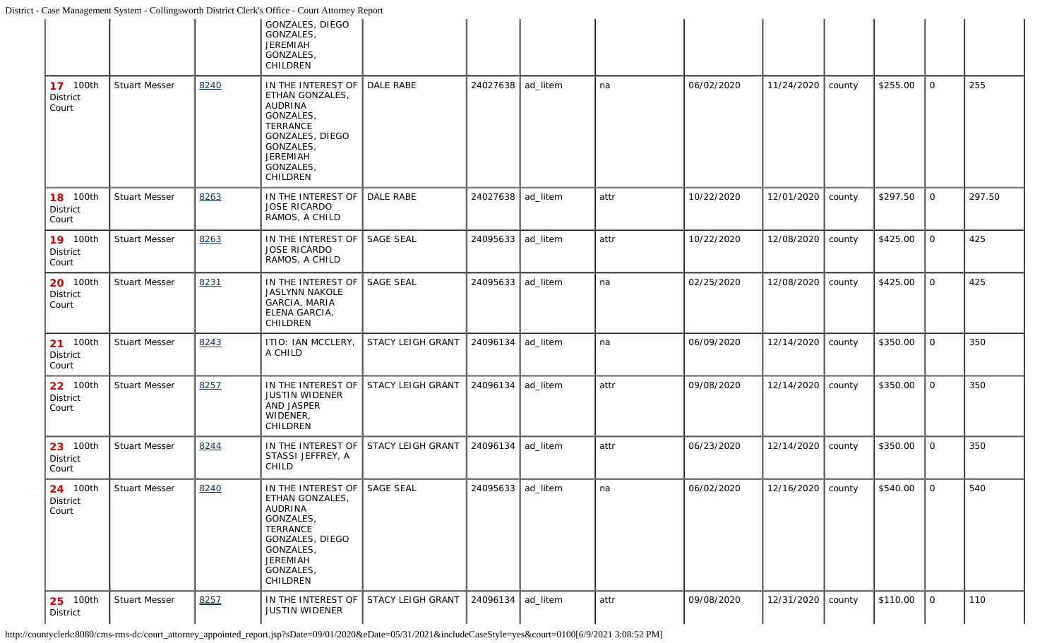| | | | | | | | | | | | | | |
|---|---|---|---|---|---|---|---|---|---|---|---|---|---|
| | | | GONZALES, DIEGO GONZALES, JEREMIAH GONZALES, CHILDREN | | | | | | | | | | |
| **17** 100th District Court | Stuart Messer | 8240 | IN THE INTEREST OF ETHAN GONZALES, AUDRINA GONZALES, TERRANCE GONZALES, DIEGO GONZALES, JEREMIAH GONZALES, CHILDREN | DALE RABE | 24027638 | ad_litem | na | 06/02/2020 | 11/24/2020 | county | $255.00 | 0 | 255 |
| **18** 100th District Court | Stuart Messer | 8263 | IN THE INTEREST OF JOSE RICARDO RAMOS, A CHILD | DALE RABE | 24027638 | ad_litem | attr | 10/22/2020 | 12/01/2020 | county | $297.50 | 0 | 297.50 |
| **19** 100th District Court | Stuart Messer | 8263 | IN THE INTEREST OF JOSE RICARDO RAMOS, A CHILD | SAGE SEAL | 24095633 | ad_litem | attr | 10/22/2020 | 12/08/2020 | county | $425.00 | 0 | 425 |
| **20** 100th District Court | Stuart Messer | 8231 | IN THE INTEREST OF JASLYNN NAKOLE GARCIA, MARIA ELENA GARCIA, CHILDREN | SAGE SEAL | 24095633 | ad_litem | na | 02/25/2020 | 12/08/2020 | county | $425.00 | 0 | 425 |
| **21** 100th District Court | Stuart Messer | 8243 | ITIO: IAN MCCLERY, A CHILD | STACY LEIGH GRANT | 24096134 | ad_litem | na | 06/09/2020 | 12/14/2020 | county | $350.00 | 0 | 350 |
| **22** 100th District Court | Stuart Messer | 8257 | IN THE INTEREST OF JUSTIN WIDENER AND JASPER WIDENER, CHILDREN | STACY LEIGH GRANT | 24096134 | ad_litem | attr | 09/08/2020 | 12/14/2020 | county | $350.00 | 0 | 350 |
| **23** 100th District Court | Stuart Messer | 8244 | IN THE INTEREST OF STASSI JEFFREY, A CHILD | STACY LEIGH GRANT | 24096134 | ad_litem | attr | 06/23/2020 | 12/14/2020 | county | $350.00 | 0 | 350 |
| **24** 100th District Court | Stuart Messer | 8240 | IN THE INTEREST OF ETHAN GONZALES, AUDRINA GONZALES, TERRANCE GONZALES, DIEGO GONZALES, JEREMIAH GONZALES, CHILDREN | SAGE SEAL | 24095633 | ad_litem | na | 06/02/2020 | 12/16/2020 | county | $540.00 | 0 | 540 |
| **25** 100th District | Stuart Messer | 8257 | IN THE INTEREST OF JUSTIN WIDENER | STACY LEIGH GRANT | 24096134 | ad_litem | attr | 09/08/2020 | 12/31/2020 | county | $110.00 | 0 | 110 |